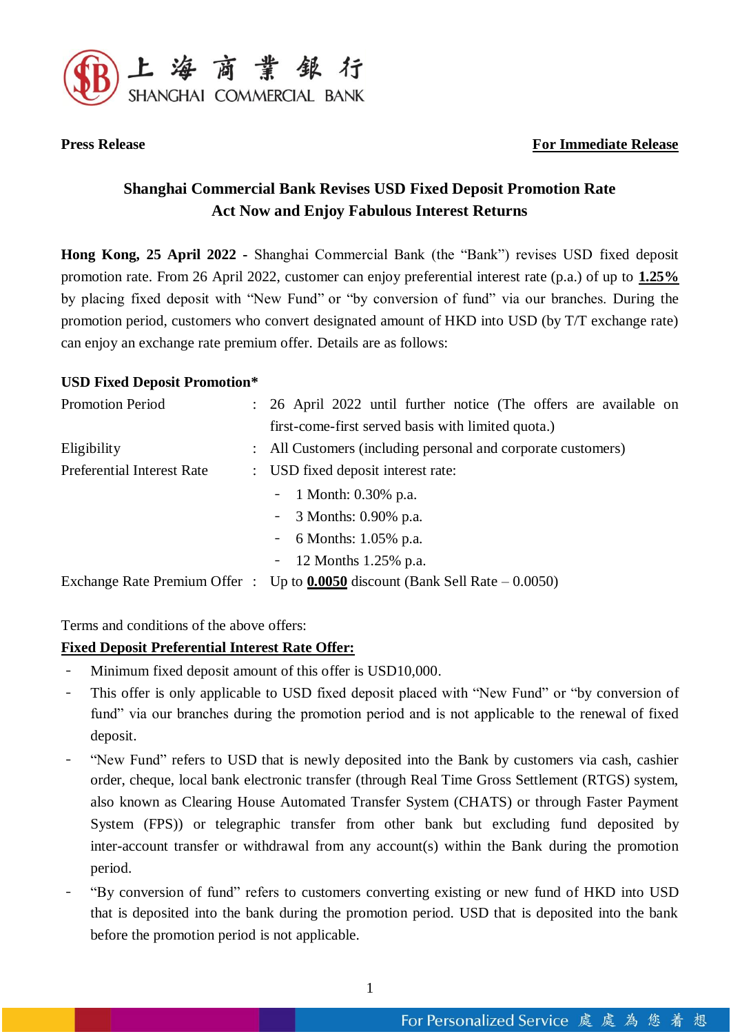**Press Release** **For Immediate Release**

## Shanghai Commercial Bank Revises USD Fixed Deposit Promotion Rate Act Now and Enjoy Fabulous Interest Returns

**Hong Kong, 25 April 2022 -** Shanghai Commercial Bank (the "Bank") revises USD fixed deposit promotion rate. From 26 April 2022, customer can enjoy preferential interest rate (p.a.) of up to **1.25%** by placing fixed deposit with "New Fund" or "by conversion of fund" via our branches. During the promotion period, customers who convert designated amount of HKD into USD (by T/T exchange rate) can enjoy an exchange rate premium offer. Details are as follows:

**USD Fixed Deposit Promotion***

| | | |
|---|---|---|
| Promotion Period | : | 26 April 2022 until further notice (The offers are available on first-come-first served basis with limited quota.) |
| Eligibility | : | All Customers (including personal and corporate customers) |
| Preferential Interest Rate | : | USD fixed deposit interest rate:<br>- 1 Month: 0.30% p.a.<br>- 3 Months: 0.90% p.a.<br>- 6 Months: 1.05% p.a.<br>- 12 Months 1.25% p.a. |
| Exchange Rate Premium Offer | : | Up to **0.0050** discount (Bank Sell Rate – 0.0050) |

Terms and conditions of the above offers:

**Fixed Deposit Preferential Interest Rate Offer:**

- Minimum fixed deposit amount of this offer is USD10,000.
- This offer is only applicable to USD fixed deposit placed with "New Fund" or "by conversion of fund" via our branches during the promotion period and is not applicable to the renewal of fixed deposit.
- "New Fund" refers to USD that is newly deposited into the Bank by customers via cash, cashier order, cheque, local bank electronic transfer (through Real Time Gross Settlement (RTGS) system, also known as Clearing House Automated Transfer System (CHATS) or through Faster Payment System (FPS)) or telegraphic transfer from other bank but excluding fund deposited by inter-account transfer or withdrawal from any account(s) within the Bank during the promotion period.
- "By conversion of fund" refers to customers converting existing or new fund of HKD into USD that is deposited into the bank during the promotion period. USD that is deposited into the bank before the promotion period is not applicable.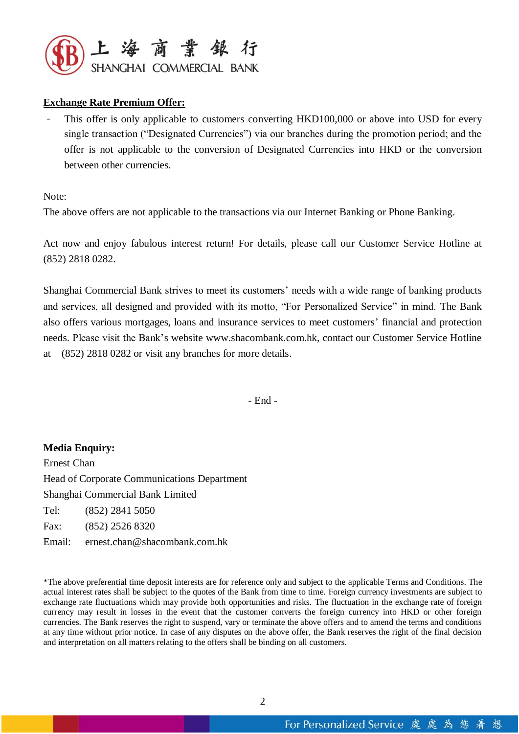**Exchange Rate Premium Offer:**

- This offer is only applicable to customers converting HKD100,000 or above into USD for every single transaction ("Designated Currencies") via our branches during the promotion period; and the offer is not applicable to the conversion of Designated Currencies into HKD or the conversion between other currencies.

Note:

The above offers are not applicable to the transactions via our Internet Banking or Phone Banking.

Act now and enjoy fabulous interest return! For details, please call our Customer Service Hotline at (852) 2818 0282.

Shanghai Commercial Bank strives to meet its customers' needs with a wide range of banking products and services, all designed and provided with its motto, "For Personalized Service" in mind. The Bank also offers various mortgages, loans and insurance services to meet customers' financial and protection needs. Please visit the Bank's website www.shacombank.com.hk, contact our Customer Service Hotline at (852) 2818 0282 or visit any branches for more details.

- End -

**Media Enquiry:**

Ernest Chan
Head of Corporate Communications Department
Shanghai Commercial Bank Limited
Tel: (852) 2841 5050
Fax: (852) 2526 8320
Email: ernest.chan@shacombank.com.hk

*The above preferential time deposit interests are for reference only and subject to the applicable Terms and Conditions. The actual interest rates shall be subject to the quotes of the Bank from time to time. Foreign currency investments are subject to exchange rate fluctuations which may provide both opportunities and risks. The fluctuation in the exchange rate of foreign currency may result in losses in the event that the customer converts the foreign currency into HKD or other foreign currencies. The Bank reserves the right to suspend, vary or terminate the above offers and to amend the terms and conditions at any time without prior notice. In case of any disputes on the above offer, the Bank reserves the right of the final decision and interpretation on all matters relating to the offers shall be binding on all customers.